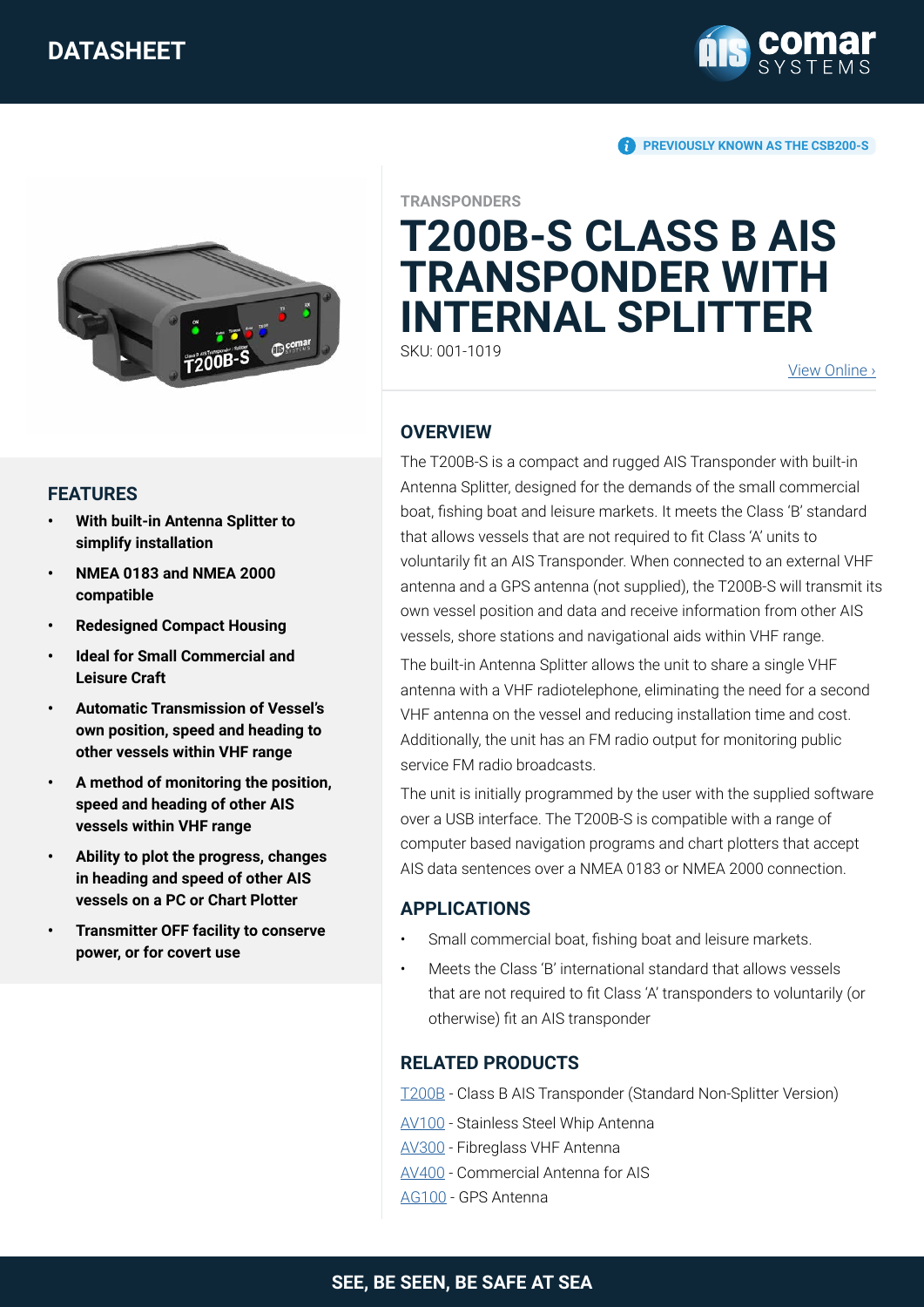DATASHEET

PREVIOUSLY KNOWN AS THE CSB200-S

TRANSPONDERS

# T200B-S CLASS B AIS TRANSPONDER WITH INTERNAL SPLITTER

SKU: 001-1019

View Online ›

## FEATURES

- **With built-in Antenna Splitter to simplify installation**
- **NMEA 0183 and NMEA 2000 compatible**
- **Redesigned Compact Housing**
- **Ideal for Small Commercial and Leisure Craft**
- **Automatic Transmission of Vessel's own position, speed and heading to other vessels within VHF range**
- **A method of monitoring the position, speed and heading of other AIS vessels within VHF range**
- **Ability to plot the progress, changes in heading and speed of other AIS vessels on a PC or Chart Plotter**
- **Transmitter OFF facility to conserve power, or for covert use**

## OVERVIEW

The T200B-S is a compact and rugged AIS Transponder with built-in Antenna Splitter, designed for the demands of the small commercial boat, fishing boat and leisure markets. It meets the Class 'B' standard that allows vessels that are not required to fit Class 'A' units to voluntarily fit an AIS Transponder. When connected to an external VHF antenna and a GPS antenna (not supplied), the T200B-S will transmit its own vessel position and data and receive information from other AIS vessels, shore stations and navigational aids within VHF range.

The built-in Antenna Splitter allows the unit to share a single VHF antenna with a VHF radiotelephone, eliminating the need for a second VHF antenna on the vessel and reducing installation time and cost. Additionally, the unit has an FM radio output for monitoring public service FM radio broadcasts.

The unit is initially programmed by the user with the supplied software over a USB interface. The T200B-S is compatible with a range of computer based navigation programs and chart plotters that accept AIS data sentences over a NMEA 0183 or NMEA 2000 connection.

## APPLICATIONS

- Small commercial boat, fishing boat and leisure markets.
- Meets the Class 'B' international standard that allows vessels that are not required to fit Class 'A' transponders to voluntarily (or otherwise) fit an AIS transponder

## RELATED PRODUCTS

T200B - Class B AIS Transponder (Standard Non-Splitter Version)

AV100 - Stainless Steel Whip Antenna

AV300 - Fibreglass VHF Antenna

AV400 - Commercial Antenna for AIS

AG100 - GPS Antenna

SEE, BE SEEN, BE SAFE AT SEA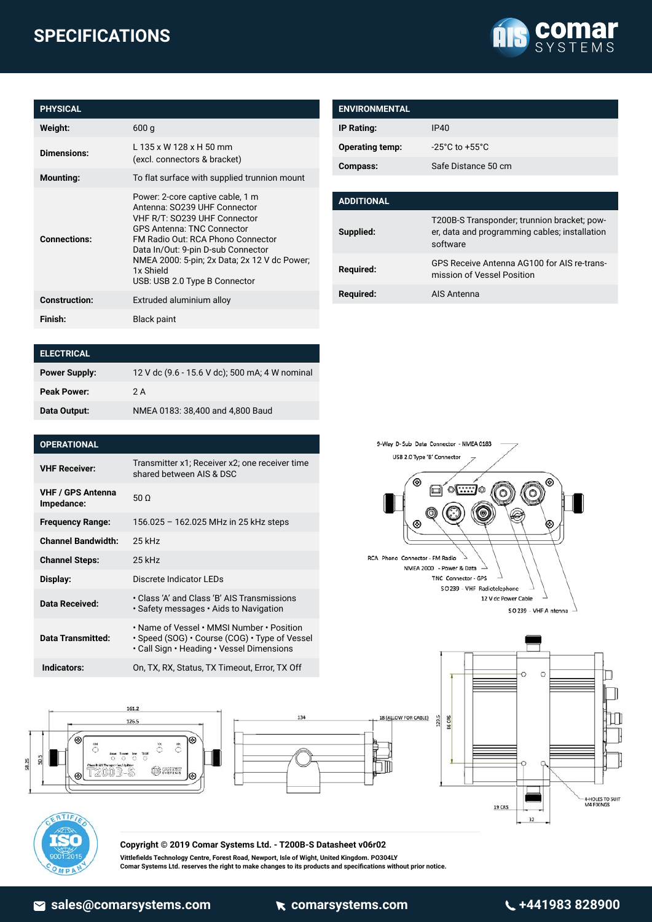# SPECIFICATIONS

## PHYSICAL

| | |
|---|---|
| **Weight:** | 600 g |
| **Dimensions:** | L 135 x W 128 x H 50 mm (excl. connectors & bracket) |
| **Mounting:** | To flat surface with supplied trunnion mount |
| **Connections:** | Power: 2-core captive cable, 1 m<br>Antenna: SO239 UHF Connector<br>VHF R/T: SO239 UHF Connector<br>GPS Antenna: TNC Connector<br>FM Radio Out: RCA Phono Connector<br>Data In/Out: 9-pin D-sub Connector<br>NMEA 2000: 5-pin; 2x Data; 2x 12 V dc Power; 1x Shield<br>USB: USB 2.0 Type B Connector |
| **Construction:** | Extruded aluminium alloy |
| **Finish:** | Black paint |

## ELECTRICAL

| | |
|---|---|
| **Power Supply:** | 12 V dc (9.6 - 15.6 V dc); 500 mA; 4 W nominal |
| **Peak Power:** | 2 A |
| **Data Output:** | NMEA 0183: 38,400 and 4,800 Baud |

## OPERATIONAL

| | |
|---|---|
| **VHF Receiver:** | Transmitter x1; Receiver x2; one receiver time shared between AIS & DSC |
| **VHF / GPS Antenna Impedance:** | 50 Ω |
| **Frequency Range:** | 156.025 – 162.025 MHz in 25 kHz steps |
| **Channel Bandwidth:** | 25 kHz |
| **Channel Steps:** | 25 kHz |
| **Display:** | Discrete Indicator LEDs |
| **Data Received:** | • Class 'A' and Class 'B' AIS Transmissions • Safety messages • Aids to Navigation |
| **Data Transmitted:** | • Name of Vessel • MMSI Number • Position • Speed (SOG) • Course (COG) • Type of Vessel • Call Sign • Heading • Vessel Dimensions |
| **Indicators:** | On, TX, RX, Status, TX Timeout, Error, TX Off |

## ENVIRONMENTAL

| | |
|---|---|
| **IP Rating:** | IP40 |
| **Operating temp:** | -25°C to +55°C |
| **Compass:** | Safe Distance 50 cm |

## ADDITIONAL

| | |
|---|---|
| **Supplied:** | T200B-S Transponder; trunnion bracket; power, data and programming cables; installation software |
| **Required:** | GPS Receive Antenna AG100 for AIS re-transmission of Vessel Position |
| **Required:** | AIS Antenna |

9-Way D-Sub Data Connector - NMEA 0183
USB 2.0 Type 'B' Connector
RCA Phono Connector - FM Radio
NMEA 2000 - Power & Data
TNC Connector - GPS
SO239 - VHF Radiotelephone
12 V dc Power Cable
SO239 - VHF Antenna

161.2
126.5
58.25
50.5
134
18 (ALLOW FOR CABLE)
129.5
86 CRS
4-HOLES TO SUIT M4 FIXINGS
19 CRS
32

**Copyright © 2019 Comar Systems Ltd. - T200B-S Datasheet v06r02**

**Vittlefields Technology Centre, Forest Road, Newport, Isle of Wight, United Kingdom. PO304LY**
**Comar Systems Ltd. reserves the right to make changes to its products and specifications without prior notice.**

sales@comarsystems.com | comarsystems.com | +441983 828900